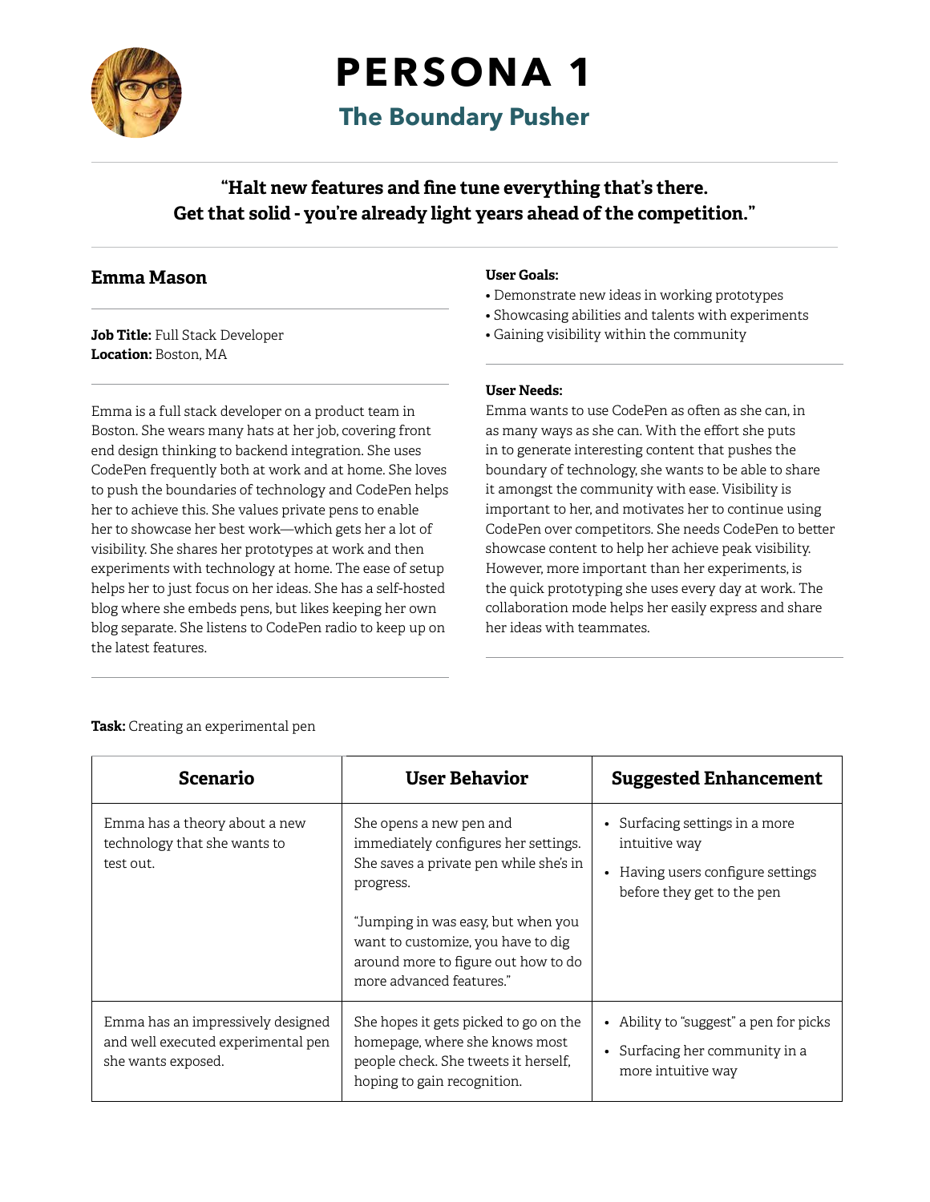# PERSONA 1

## The Boundary Pusher

**"Halt new features and fine tune everything that's there. Get that solid - you're already light years ahead of the competition."**

### Emma Mason

**Job Title:** Full Stack Developer
**Location:** Boston, MA

Emma is a full stack developer on a product team in Boston. She wears many hats at her job, covering front end design thinking to backend integration. She uses CodePen frequently both at work and at home. She loves to push the boundaries of technology and CodePen helps her to achieve this. She values private pens to enable her to showcase her best work—which gets her a lot of visibility. She shares her prototypes at work and then experiments with technology at home. The ease of setup helps her to just focus on her ideas. She has a self-hosted blog where she embeds pens, but likes keeping her own blog separate. She listens to CodePen radio to keep up on the latest features.

**User Goals:**

- Demonstrate new ideas in working prototypes
- Showcasing abilities and talents with experiments
- Gaining visibility within the community

**User Needs:**

Emma wants to use CodePen as often as she can, in as many ways as she can. With the effort she puts in to generate interesting content that pushes the boundary of technology, she wants to be able to share it amongst the community with ease. Visibility is important to her, and motivates her to continue using CodePen over competitors. She needs CodePen to better showcase content to help her achieve peak visibility. However, more important than her experiments, is the quick prototyping she uses every day at work. The collaboration mode helps her easily express and share her ideas with teammates.

**Task:** Creating an experimental pen

| Scenario | User Behavior | Suggested Enhancement |
| --- | --- | --- |
| Emma has a theory about a new technology that she wants to test out. | She opens a new pen and immediately configures her settings. She saves a private pen while she's in progress.<br><br>"Jumping in was easy, but when you want to customize, you have to dig around more to figure out how to do more advanced features." | • Surfacing settings in a more intuitive way<br>• Having users configure settings before they get to the pen |
| Emma has an impressively designed and well executed experimental pen she wants exposed. | She hopes it gets picked to go on the homepage, where she knows most people check. She tweets it herself, hoping to gain recognition. | • Ability to "suggest" a pen for picks<br>• Surfacing her community in a more intuitive way |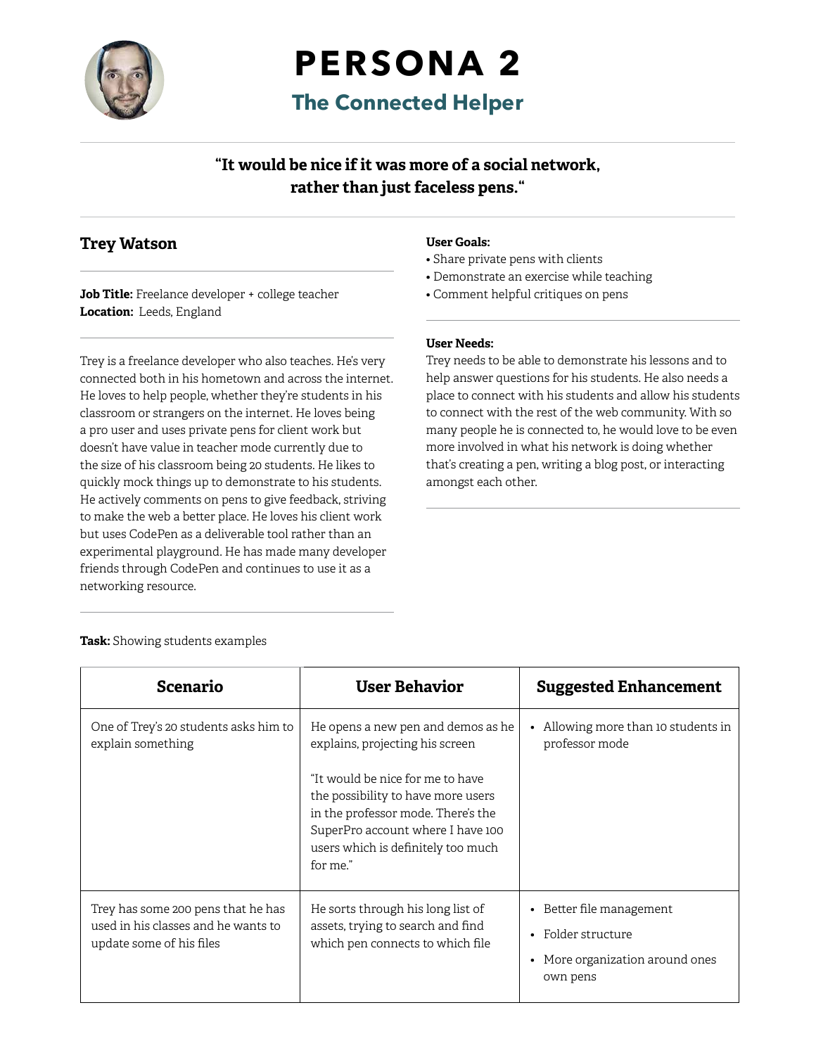# PERSONA 2

## The Connected Helper

**"It would be nice if it was more of a social network, rather than just faceless pens."**

### Trey Watson

**Job Title:** Freelance developer + college teacher
**Location:** Leeds, England

Trey is a freelance developer who also teaches. He's very connected both in his hometown and across the internet. He loves to help people, whether they're students in his classroom or strangers on the internet. He loves being a pro user and uses private pens for client work but doesn't have value in teacher mode currently due to the size of his classroom being 20 students. He likes to quickly mock things up to demonstrate to his students. He actively comments on pens to give feedback, striving to make the web a better place. He loves his client work but uses CodePen as a deliverable tool rather than an experimental playground. He has made many developer friends through CodePen and continues to use it as a networking resource.

**User Goals:**

- Share private pens with clients
- Demonstrate an exercise while teaching
- Comment helpful critiques on pens

**User Needs:**

Trey needs to be able to demonstrate his lessons and to help answer questions for his students. He also needs a place to connect with his students and allow his students to connect with the rest of the web community. With so many people he is connected to, he would love to be even more involved in what his network is doing whether that's creating a pen, writing a blog post, or interacting amongst each other.

**Task:** Showing students examples

| Scenario | User Behavior | Suggested Enhancement |
| --- | --- | --- |
| One of Trey's 20 students asks him to explain something | He opens a new pen and demos as he explains, projecting his screen<br><br>"It would be nice for me to have the possibility to have more users in the professor mode. There's the SuperPro account where I have 100 users which is definitely too much for me." | • Allowing more than 10 students in professor mode |
| Trey has some 200 pens that he has used in his classes and he wants to update some of his files | He sorts through his long list of assets, trying to search and find which pen connects to which file | • Better file management<br>• Folder structure<br>• More organization around ones own pens |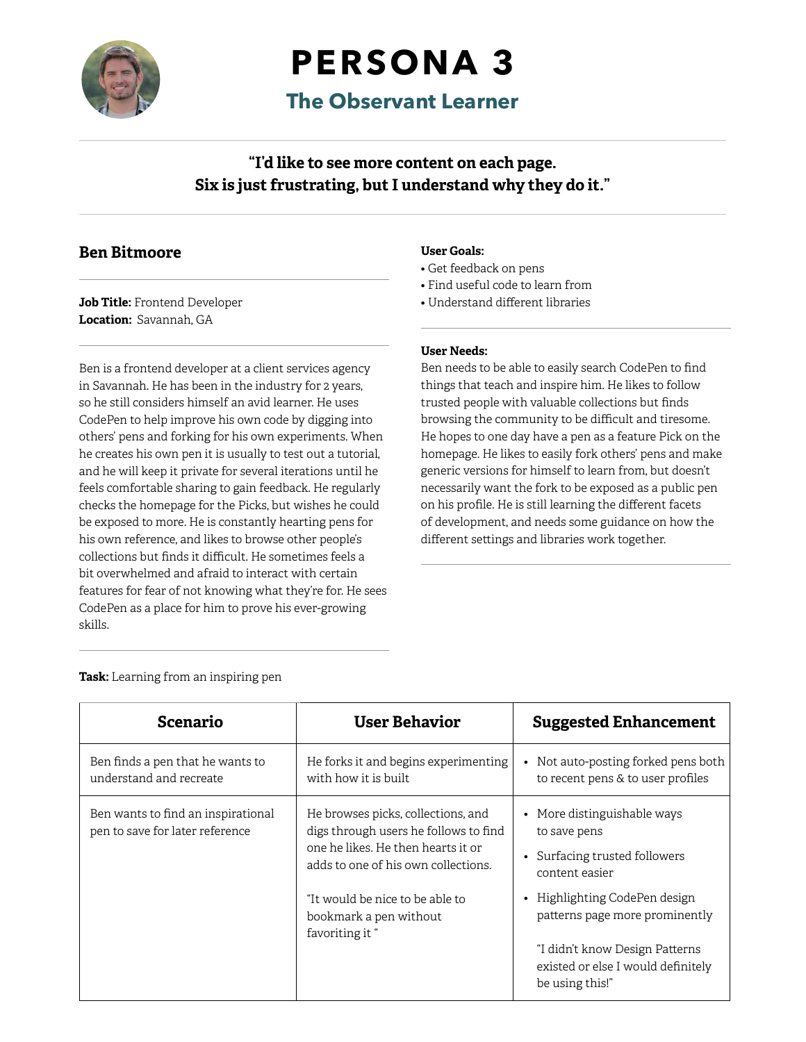# PERSONA 3

## The Observant Learner

**"I'd like to see more content on each page. Six is just frustrating, but I understand why they do it."**

### Ben Bitmoore

**Job Title:** Frontend Developer
**Location:** Savannah, GA

Ben is a frontend developer at a client services agency in Savannah. He has been in the industry for 2 years, so he still considers himself an avid learner. He uses CodePen to help improve his own code by digging into others' pens and forking for his own experiments. When he creates his own pen it is usually to test out a tutorial, and he will keep it private for several iterations until he feels comfortable sharing to gain feedback. He regularly checks the homepage for the Picks, but wishes he could be exposed to more. He is constantly hearting pens for his own reference, and likes to browse other people's collections but finds it difficult. He sometimes feels a bit overwhelmed and afraid to interact with certain features for fear of not knowing what they're for. He sees CodePen as a place for him to prove his ever-growing skills.

**User Goals:**

- Get feedback on pens
- Find useful code to learn from
- Understand different libraries

**User Needs:**

Ben needs to be able to easily search CodePen to find things that teach and inspire him. He likes to follow trusted people with valuable collections but finds browsing the community to be difficult and tiresome. He hopes to one day have a pen as a feature Pick on the homepage. He likes to easily fork others' pens and make generic versions for himself to learn from, but doesn't necessarily want the fork to be exposed as a public pen on his profile. He is still learning the different facets of development, and needs some guidance on how the different settings and libraries work together.

**Task:** Learning from an inspiring pen

| Scenario | User Behavior | Suggested Enhancement |
| --- | --- | --- |
| Ben finds a pen that he wants to understand and recreate | He forks it and begins experimenting with how it is built | • Not auto-posting forked pens both to recent pens & to user profiles |
| Ben wants to find an inspirational pen to save for later reference | He browses picks, collections, and digs through users he follows to find one he likes. He then hearts it or adds to one of his own collections. "It would be nice to be able to bookmark a pen without favoriting it " | • More distinguishable ways to save pens • Surfacing trusted followers content easier • Highlighting CodePen design patterns page more prominently "I didn't know Design Patterns existed or else I would definitely be using this!" |